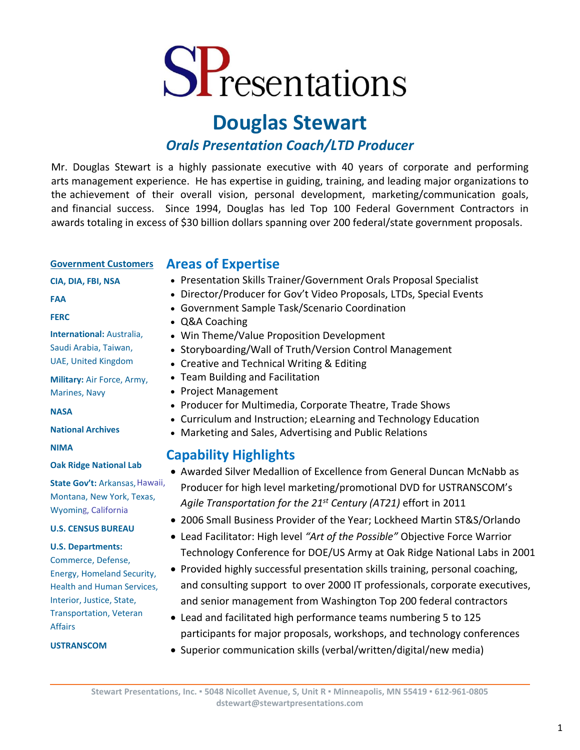# SPresentations

# Douglas Stewart

## *Orals Presentation Coach/LTD Producer*

Mr. Douglas Stewart is a highly passionate executive with 40 years of corporate and performing arts management experience. He has expertise in guiding, training, and leading major organizations to the achievement of their overall vision, personal development, marketing/communication goals, and financial success. Since 1994, Douglas has led Top 100 Federal Government Contractors in awards totaling in excess of $30 billion dollars spanning over 200 federal/state government proposals.

**Government Customers**

**CIA, DIA, FBI, NSA**

**FAA**

**FERC**

**International:** Australia, Saudi Arabia, Taiwan, UAE, United Kingdom

**Military:** Air Force, Army, Marines, Navy

**NASA**

**National Archives**

**NIMA**

**Oak Ridge National Lab**

**State Gov't:** Arkansas, Hawaii, Montana, New York, Texas, Wyoming, California

**U.S. CENSUS BUREAU**

**U.S. Departments:** Commerce, Defense, Energy, Homeland Security, Health and Human Services, Interior, Justice, State, Transportation, Veteran Affairs

**USTRANSCOM**

## Areas of Expertise

- Presentation Skills Trainer/Government Orals Proposal Specialist
- Director/Producer for Gov't Video Proposals, LTDs, Special Events
- Government Sample Task/Scenario Coordination
- Q&A Coaching
- Win Theme/Value Proposition Development
- Storyboarding/Wall of Truth/Version Control Management
- Creative and Technical Writing & Editing
- Team Building and Facilitation
- Project Management
- Producer for Multimedia, Corporate Theatre, Trade Shows
- Curriculum and Instruction; eLearning and Technology Education
- Marketing and Sales, Advertising and Public Relations

## Capability Highlights

- Awarded Silver Medallion of Excellence from General Duncan McNabb as Producer for high level marketing/promotional DVD for USTRANSCOM's *Agile Transportation for the 21st Century (AT21)* effort in 2011
- 2006 Small Business Provider of the Year; Lockheed Martin ST&S/Orlando
- Lead Facilitator: High level *"Art of the Possible"* Objective Force Warrior Technology Conference for DOE/US Army at Oak Ridge National Labs in 2001
- Provided highly successful presentation skills training, personal coaching, and consulting support to over 2000 IT professionals, corporate executives, and senior management from Washington Top 200 federal contractors
- Lead and facilitated high performance teams numbering 5 to 125 participants for major proposals, workshops, and technology conferences
- Superior communication skills (verbal/written/digital/new media)

Stewart Presentations, Inc. ▪ 5048 Nicollet Avenue, S, Unit R ▪ Minneapolis, MN 55419 ▪ 612-961-0805
dstewart@stewartpresentations.com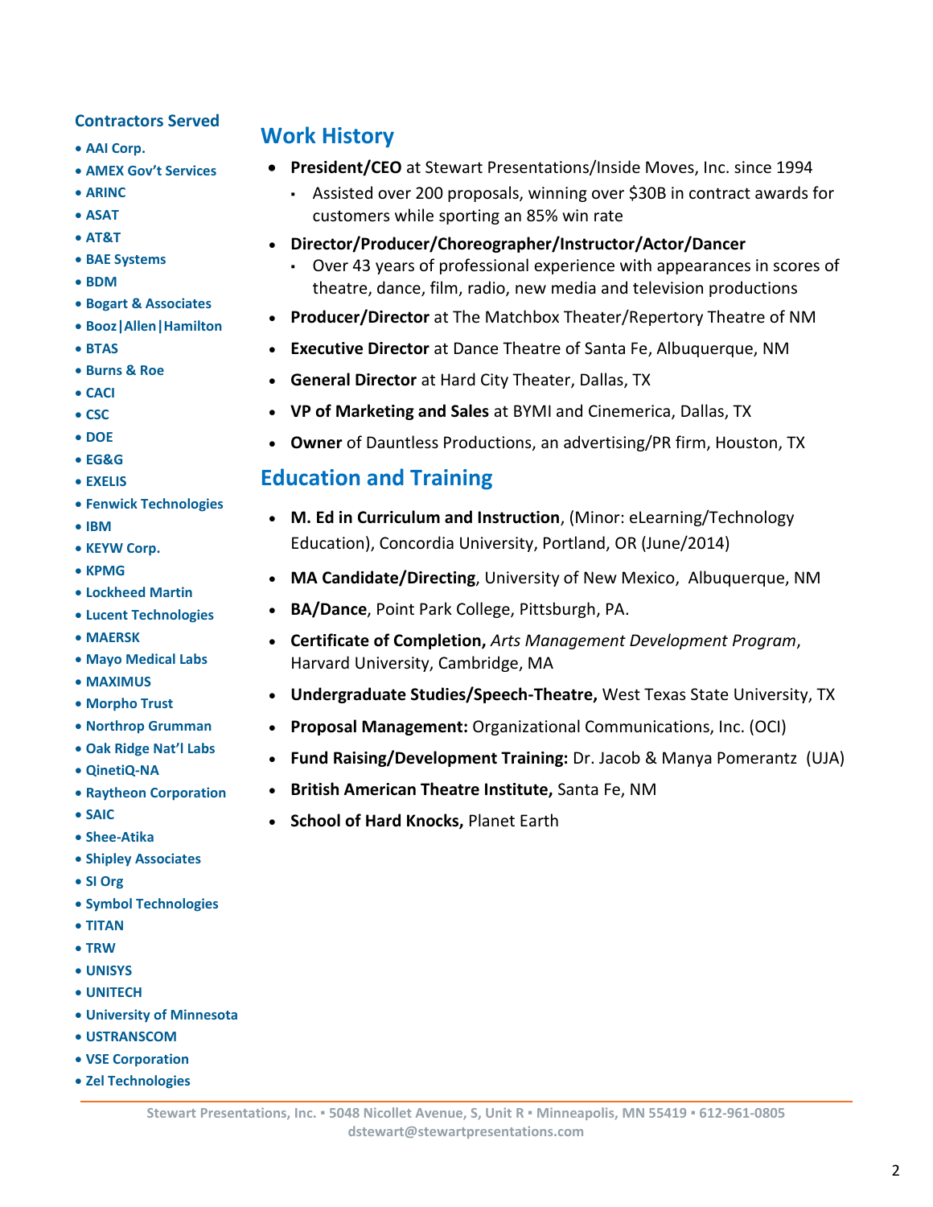## Contractors Served

- AAI Corp.
- AMEX Gov't Services
- ARINC
- ASAT
- AT&T
- BAE Systems
- BDM
- Bogart & Associates
- Booz|Allen|Hamilton
- BTAS
- Burns & Roe
- CACI
- CSC
- DOE
- EG&G
- EXELIS
- Fenwick Technologies
- IBM
- KEYW Corp.
- KPMG
- Lockheed Martin
- Lucent Technologies
- MAERSK
- Mayo Medical Labs
- MAXIMUS
- Morpho Trust
- Northrop Grumman
- Oak Ridge Nat'l Labs
- QinetiQ-NA
- Raytheon Corporation
- SAIC
- Shee-Atika
- Shipley Associates
- SI Org
- Symbol Technologies
- TITAN
- TRW
- UNISYS
- UNITECH
- University of Minnesota
- USTRANSCOM
- VSE Corporation
- Zel Technologies

## Work History

- **President/CEO** at Stewart Presentations/Inside Moves, Inc. since 1994
  - Assisted over 200 proposals, winning over $30B in contract awards for customers while sporting an 85% win rate
- **Director/Producer/Choreographer/Instructor/Actor/Dancer**
  - Over 43 years of professional experience with appearances in scores of theatre, dance, film, radio, new media and television productions
- **Producer/Director** at The Matchbox Theater/Repertory Theatre of NM
- **Executive Director** at Dance Theatre of Santa Fe, Albuquerque, NM
- **General Director** at Hard City Theater, Dallas, TX
- **VP of Marketing and Sales** at BYMI and Cinemerica, Dallas, TX
- **Owner** of Dauntless Productions, an advertising/PR firm, Houston, TX

## Education and Training

- **M. Ed in Curriculum and Instruction**, (Minor: eLearning/Technology Education), Concordia University, Portland, OR (June/2014)
- **MA Candidate/Directing**, University of New Mexico, Albuquerque, NM
- **BA/Dance**, Point Park College, Pittsburgh, PA.
- **Certificate of Completion,** *Arts Management Development Program*, Harvard University, Cambridge, MA
- **Undergraduate Studies/Speech-Theatre,** West Texas State University, TX
- **Proposal Management:** Organizational Communications, Inc. (OCI)
- **Fund Raising/Development Training:** Dr. Jacob & Manya Pomerantz (UJA)
- **British American Theatre Institute,** Santa Fe, NM
- **School of Hard Knocks,** Planet Earth